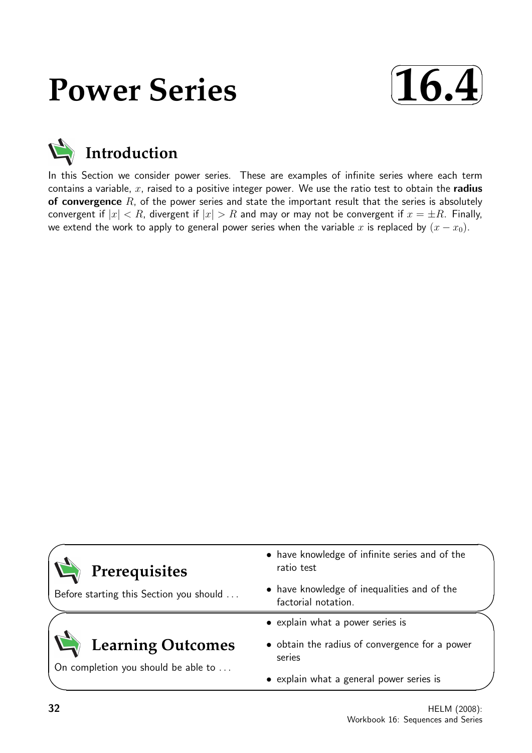# Power Series

# 16.4

## Introduction

In this Section we consider power series. These are examples of infinite series where each term contains a variable, $x$, raised to a positive integer power. We use the ratio test to obtain the **radius of convergence** $R$, of the power series and state the important result that the series is absolutely convergent if $|x| < R$, divergent if $|x| > R$ and may or may not be convergent if $x = \pm R$. Finally, we extend the work to apply to general power series when the variable $x$ is replaced by $(x - x_0)$.

## Prerequisites

Before starting this Section you should ...

- have knowledge of infinite series and of the ratio test
- have knowledge of inequalities and of the factorial notation.

## Learning Outcomes

On completion you should be able to ...

- explain what a power series is
- obtain the radius of convergence for a power series
- explain what a general power series is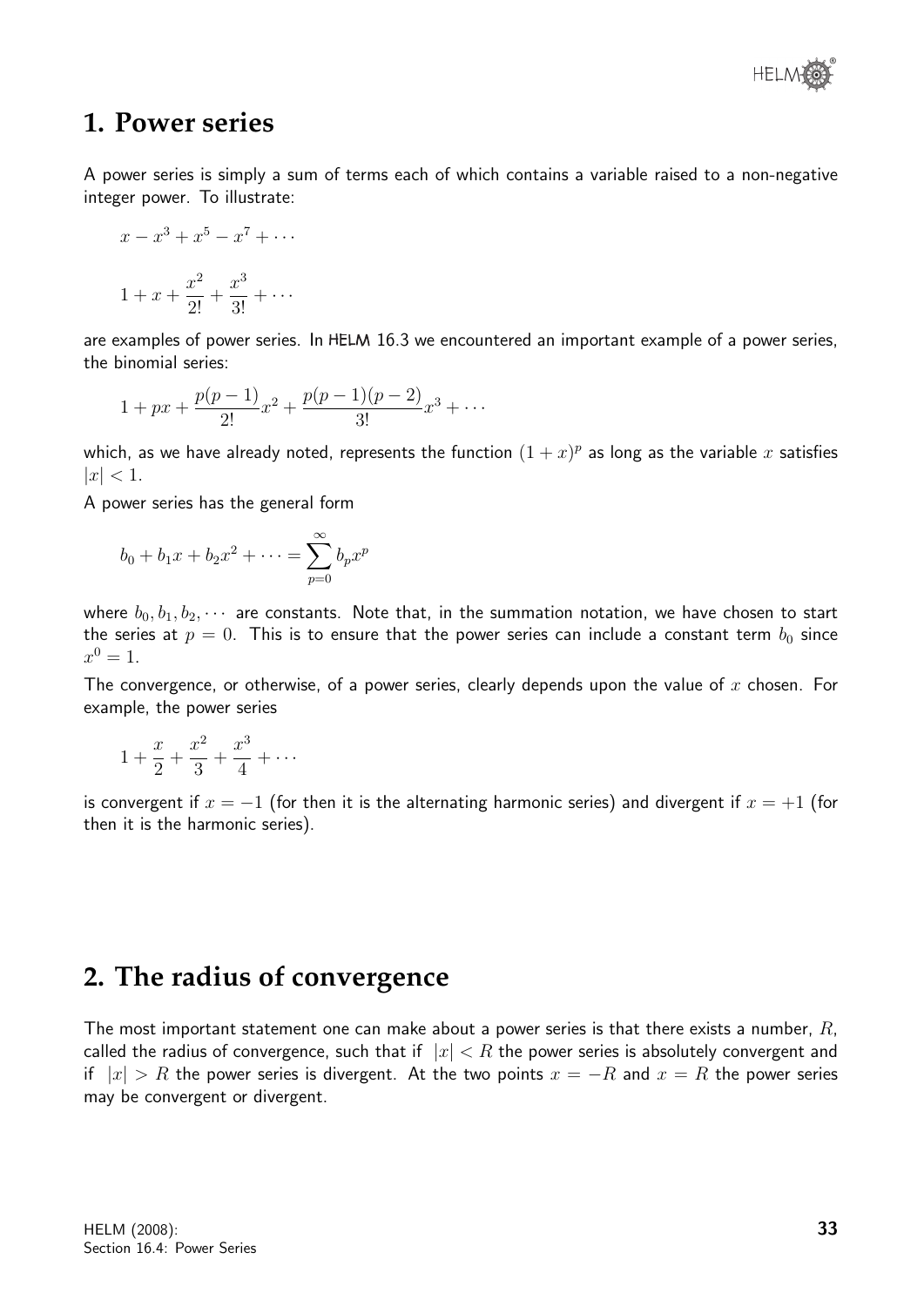## 1. Power series

A power series is simply a sum of terms each of which contains a variable raised to a non-negative integer power. To illustrate:

$$x - x^3 + x^5 - x^7 + \cdots$$

$$1 + x + \frac{x^2}{2!} + \frac{x^3}{3!} + \cdots$$

are examples of power series. In HELM 16.3 we encountered an important example of a power series, the binomial series:

$$1 + px + \frac{p(p-1)}{2!}x^2 + \frac{p(p-1)(p-2)}{3!}x^3 + \cdots$$

which, as we have already noted, represents the function $(1+x)^p$ as long as the variable $x$ satisfies $|x| < 1$.

A power series has the general form

$$b_0 + b_1 x + b_2 x^2 + \cdots = \sum_{p=0}^{\infty} b_p x^p$$

where $b_0, b_1, b_2, \cdots$ are constants. Note that, in the summation notation, we have chosen to start the series at $p = 0$. This is to ensure that the power series can include a constant term $b_0$ since $x^0 = 1$.

The convergence, or otherwise, of a power series, clearly depends upon the value of $x$ chosen. For example, the power series

$$1 + \frac{x}{2} + \frac{x^2}{3} + \frac{x^3}{4} + \cdots$$

is convergent if $x = -1$ (for then it is the alternating harmonic series) and divergent if $x = +1$ (for then it is the harmonic series).

## 2. The radius of convergence

The most important statement one can make about a power series is that there exists a number, $R$, called the radius of convergence, such that if $|x| < R$ the power series is absolutely convergent and if $|x| > R$ the power series is divergent. At the two points $x = -R$ and $x = R$ the power series may be convergent or divergent.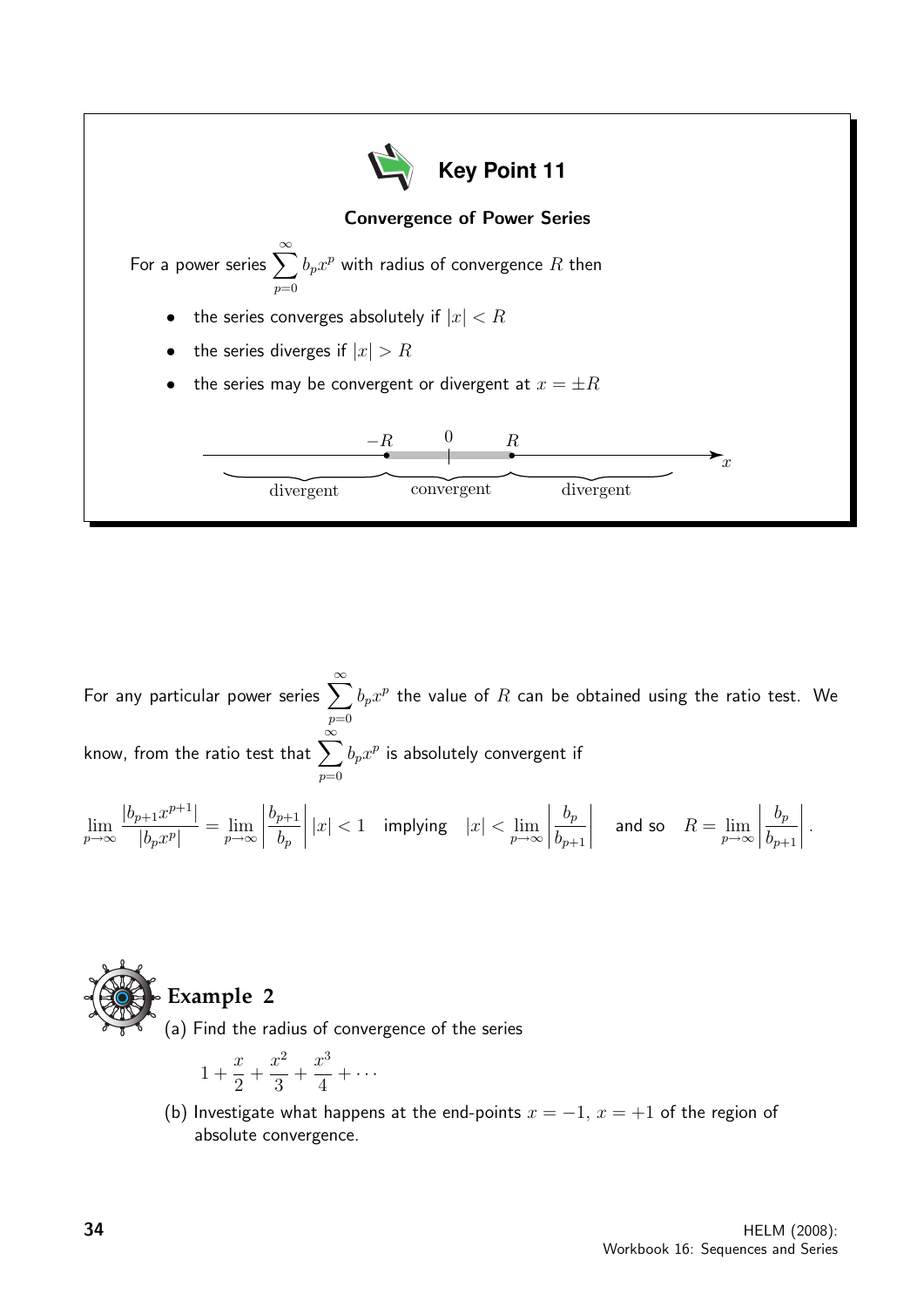## Key Point 11

**Convergence of Power Series**

For a power series $\sum_{p=0}^{\infty} b_p x^p$ with radius of convergence $R$ then

- the series converges absolutely if $|x| < R$
- the series diverges if $|x| > R$
- the series may be convergent or divergent at $x = \pm R$

divergent $\quad -R \quad$ convergent $\quad 0 \quad R \quad$ divergent $\quad x$

For any particular power series $\sum_{p=0}^{\infty} b_p x^p$ the value of $R$ can be obtained using the ratio test. We know, from the ratio test that $\sum_{p=0}^{\infty} b_p x^p$ is absolutely convergent if

$$\lim_{p\to\infty} \frac{|b_{p+1}x^{p+1}|}{|b_p x^p|} = \lim_{p\to\infty} \left|\frac{b_{p+1}}{b_p}\right| |x| < 1 \quad \text{implying} \quad |x| < \lim_{p\to\infty} \left|\frac{b_p}{b_{p+1}}\right| \quad \text{and so} \quad R = \lim_{p\to\infty} \left|\frac{b_p}{b_{p+1}}\right|.$$

### Example 2

(a) Find the radius of convergence of the series

$$1 + \frac{x}{2} + \frac{x^2}{3} + \frac{x^3}{4} + \cdots$$

(b) Investigate what happens at the end-points $x = -1$, $x = +1$ of the region of absolute convergence.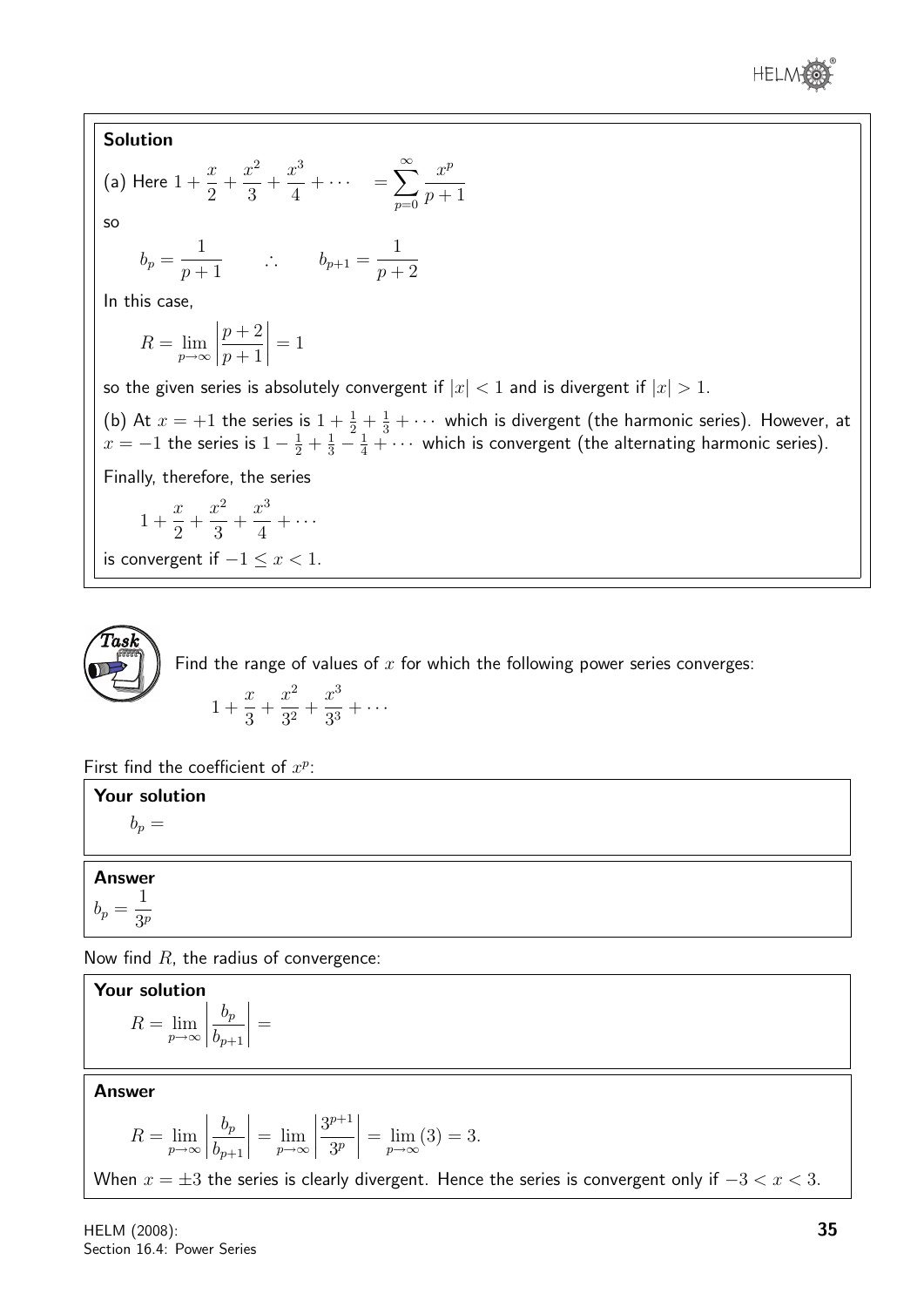**Solution**

(a) Here $1 + \dfrac{x}{2} + \dfrac{x^2}{3} + \dfrac{x^3}{4} + \cdots \quad = \displaystyle\sum_{p=0}^{\infty} \frac{x^p}{p+1}$

so

$$b_p = \frac{1}{p+1} \qquad \therefore \qquad b_{p+1} = \frac{1}{p+2}$$

In this case,

$$R = \lim_{p\to\infty} \left| \frac{p+2}{p+1} \right| = 1$$

so the given series is absolutely convergent if $|x| < 1$ and is divergent if $|x| > 1$.

(b) At $x = +1$ the series is $1 + \frac{1}{2} + \frac{1}{3} + \cdots$ which is divergent (the harmonic series). However, at $x = -1$ the series is $1 - \frac{1}{2} + \frac{1}{3} - \frac{1}{4} + \cdots$ which is convergent (the alternating harmonic series).

Finally, therefore, the series

$$1 + \frac{x}{2} + \frac{x^2}{3} + \frac{x^3}{4} + \cdots$$

is convergent if $-1 \leq x < 1$.

**Task**

Find the range of values of $x$ for which the following power series converges:

$$1 + \frac{x}{3} + \frac{x^2}{3^2} + \frac{x^3}{3^3} + \cdots$$

First find the coefficient of $x^p$:

**Your solution**

$b_p =$

**Answer**

$b_p = \dfrac{1}{3^p}$

Now find $R$, the radius of convergence:

**Your solution**

$$R = \lim_{p\to\infty} \left| \frac{b_p}{b_{p+1}} \right| =$$

**Answer**

$$R = \lim_{p\to\infty} \left| \frac{b_p}{b_{p+1}} \right| = \lim_{p\to\infty} \left| \frac{3^{p+1}}{3^p} \right| = \lim_{p\to\infty} (3) = 3.$$

When $x = \pm 3$ the series is clearly divergent. Hence the series is convergent only if $-3 < x < 3$.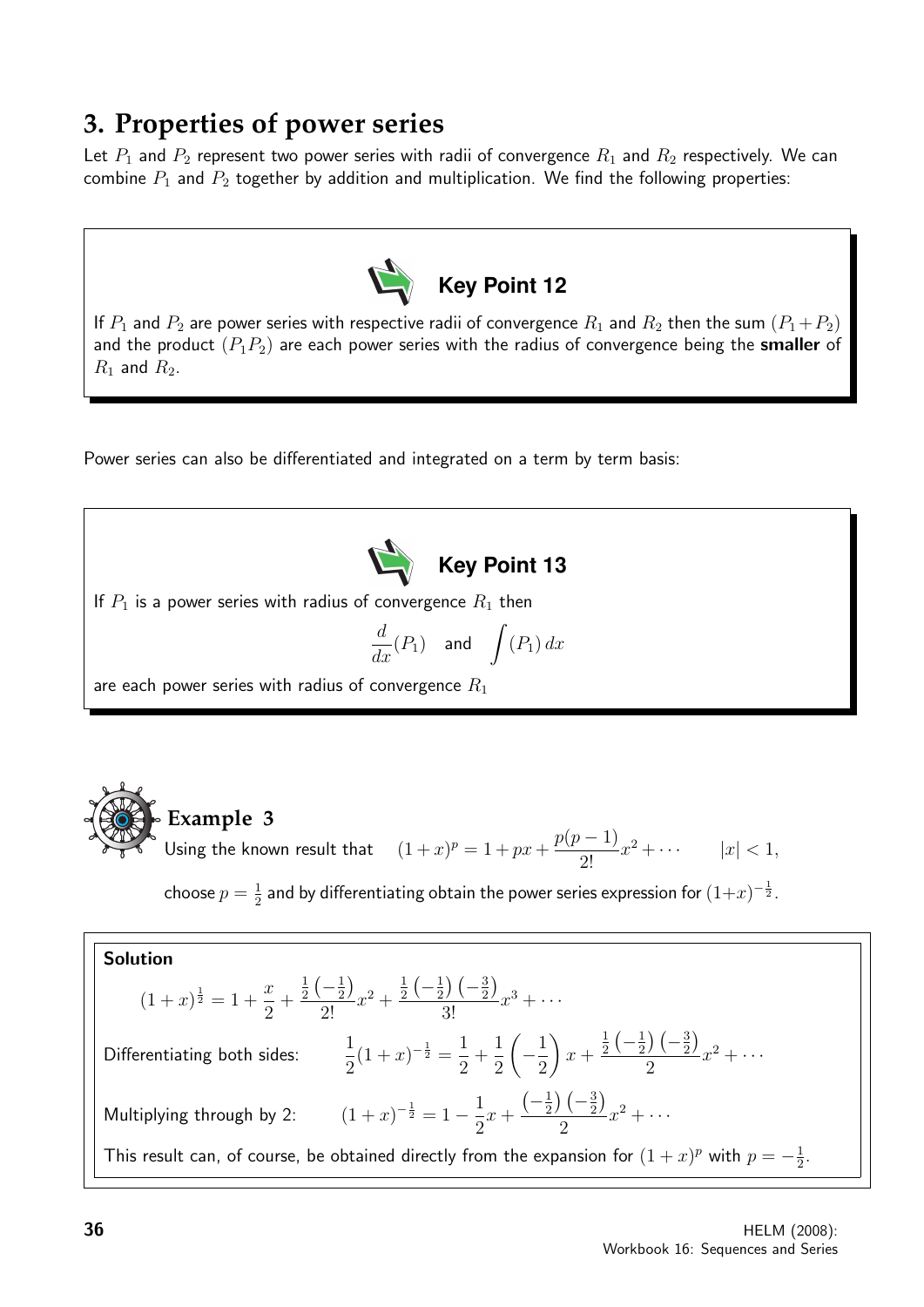## 3. Properties of power series

Let $P_1$ and $P_2$ represent two power series with radii of convergence $R_1$ and $R_2$ respectively. We can combine $P_1$ and $P_2$ together by addition and multiplication. We find the following properties:

> **Key Point 12**
>
> If $P_1$ and $P_2$ are power series with respective radii of convergence $R_1$ and $R_2$ then the sum $(P_1+P_2)$ and the product $(P_1P_2)$ are each power series with the radius of convergence being the **smaller** of $R_1$ and $R_2$.

Power series can also be differentiated and integrated on a term by term basis:

> **Key Point 13**
>
> If $P_1$ is a power series with radius of convergence $R_1$ then
>
> $$\frac{d}{dx}(P_1) \quad \text{and} \quad \int (P_1)\,dx$$
>
> are each power series with radius of convergence $R_1$

### Example 3

Using the known result that $\quad (1+x)^p = 1 + px + \dfrac{p(p-1)}{2!}x^2 + \cdots \qquad |x|<1,$

choose $p=\frac{1}{2}$ and by differentiating obtain the power series expression for $(1+x)^{-\frac{1}{2}}$.

**Solution**

$$(1+x)^{\frac{1}{2}} = 1 + \frac{x}{2} + \frac{\frac{1}{2}\left(-\frac{1}{2}\right)}{2!}x^2 + \frac{\frac{1}{2}\left(-\frac{1}{2}\right)\left(-\frac{3}{2}\right)}{3!}x^3 + \cdots$$

Differentiating both sides: $\quad \dfrac{1}{2}(1+x)^{-\frac{1}{2}} = \dfrac{1}{2} + \dfrac{1}{2}\left(-\dfrac{1}{2}\right)x + \dfrac{\frac{1}{2}\left(-\frac{1}{2}\right)\left(-\frac{3}{2}\right)}{2}x^2 + \cdots$

Multiplying through by 2: $\quad (1+x)^{-\frac{1}{2}} = 1 - \dfrac{1}{2}x + \dfrac{\left(-\frac{1}{2}\right)\left(-\frac{3}{2}\right)}{2}x^2 + \cdots$

This result can, of course, be obtained directly from the expansion for $(1+x)^p$ with $p=-\frac{1}{2}$.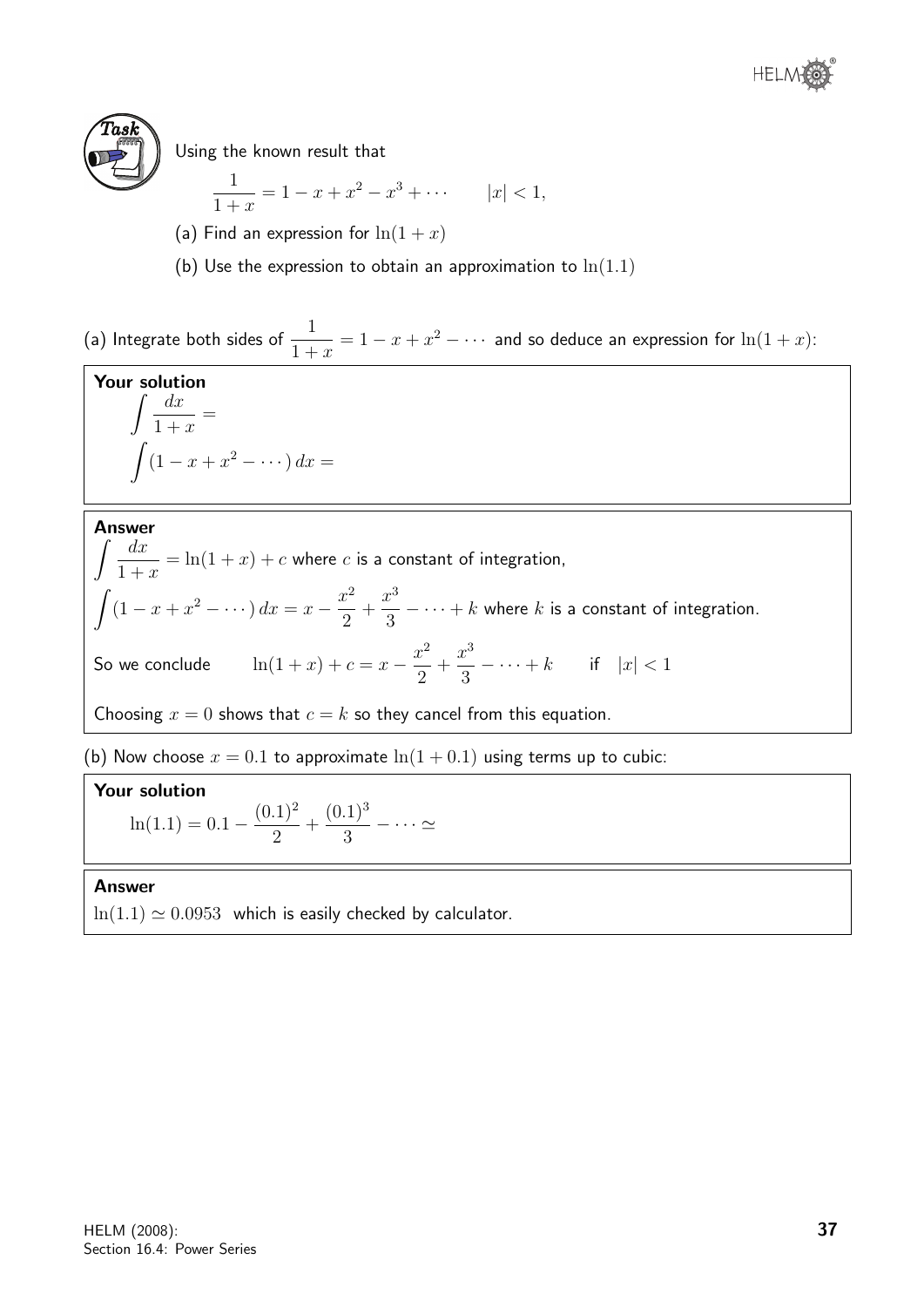**Task**

Using the known result that

$$\frac{1}{1+x} = 1 - x + x^2 - x^3 + \cdots \qquad |x| < 1,$$

(a) Find an expression for $\ln(1+x)$

(b) Use the expression to obtain an approximation to $\ln(1.1)$

(a) Integrate both sides of $\dfrac{1}{1+x} = 1 - x + x^2 - \cdots$ and so deduce an expression for $\ln(1+x)$:

**Your solution**

$$\int \frac{dx}{1+x} =$$

$$\int (1 - x + x^2 - \cdots)\, dx =$$

**Answer**

$\displaystyle\int \frac{dx}{1+x} = \ln(1+x) + c$ where $c$ is a constant of integration,

$\displaystyle\int (1 - x + x^2 - \cdots)\, dx = x - \frac{x^2}{2} + \frac{x^3}{3} - \cdots + k$ where $k$ is a constant of integration.

So we conclude $\qquad \ln(1+x) + c = x - \dfrac{x^2}{2} + \dfrac{x^3}{3} - \cdots + k \qquad$ if $\quad |x| < 1$

Choosing $x = 0$ shows that $c = k$ so they cancel from this equation.

(b) Now choose $x = 0.1$ to approximate $\ln(1 + 0.1)$ using terms up to cubic:

**Your solution**

$$\ln(1.1) = 0.1 - \frac{(0.1)^2}{2} + \frac{(0.1)^3}{3} - \cdots \simeq$$

**Answer**

$\ln(1.1) \simeq 0.0953$ which is easily checked by calculator.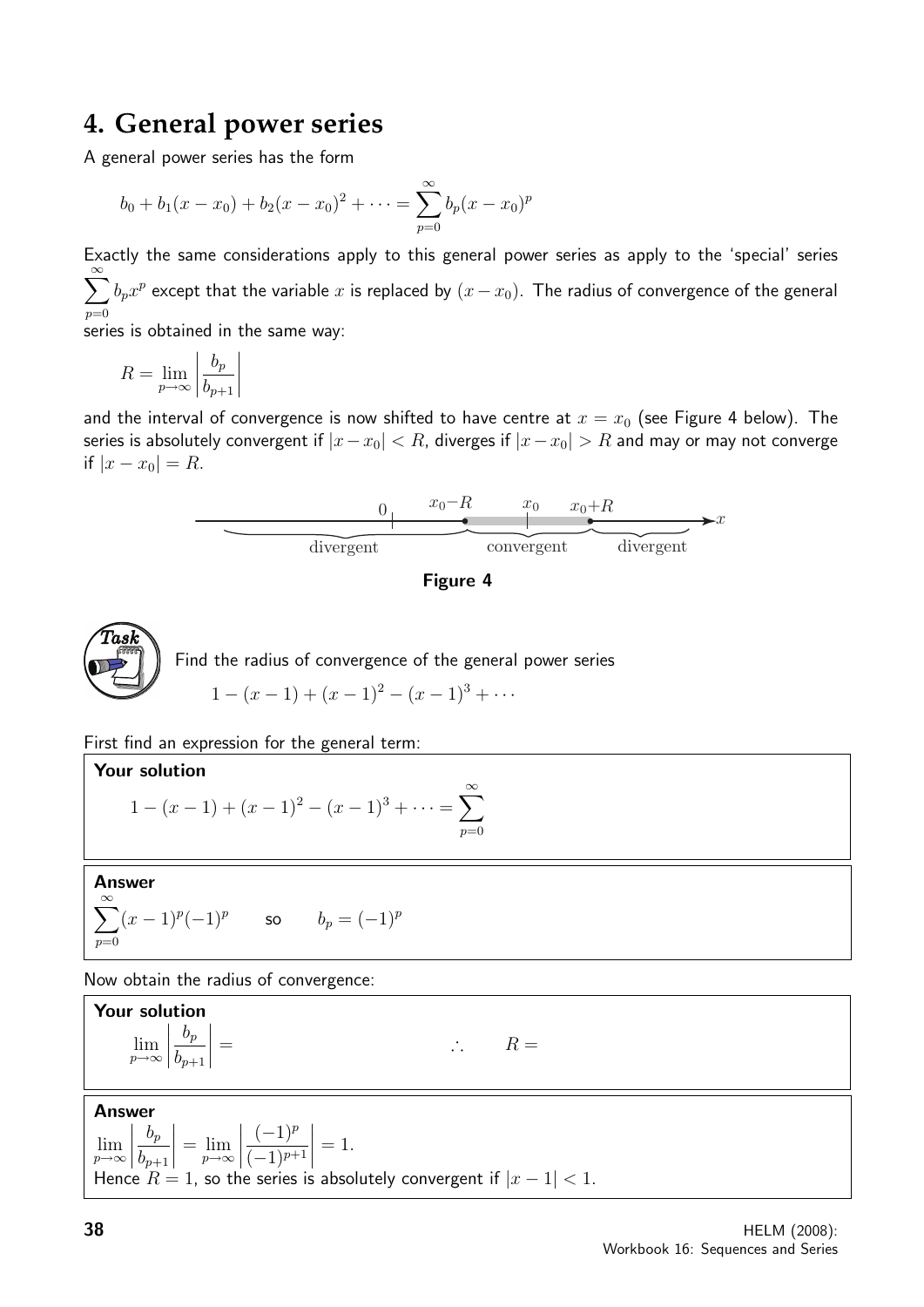# 4. General power series

A general power series has the form

$$b_0 + b_1(x - x_0) + b_2(x - x_0)^2 + \cdots = \sum_{p=0}^{\infty} b_p(x - x_0)^p$$

Exactly the same considerations apply to this general power series as apply to the 'special' series $\sum_{p=0}^{\infty} b_p x^p$ except that the variable $x$ is replaced by $(x - x_0)$. The radius of convergence of the general series is obtained in the same way:

$$R = \lim_{p\to\infty} \left| \frac{b_p}{b_{p+1}} \right|$$

and the interval of convergence is now shifted to have centre at $x = x_0$ (see Figure 4 below). The series is absolutely convergent if $|x - x_0| < R$, diverges if $|x - x_0| > R$ and may or may not converge if $|x - x_0| = R$.

0 $x_0-R$ $x_0$ $x_0+R$ $x$

divergent convergent divergent

**Figure 4**

**Task**

Find the radius of convergence of the general power series

$$1 - (x - 1) + (x - 1)^2 - (x - 1)^3 + \cdots$$

First find an expression for the general term:

**Your solution**

$$1 - (x - 1) + (x - 1)^2 - (x - 1)^3 + \cdots = \sum_{p=0}^{\infty}$$

**Answer**

$\sum_{p=0}^{\infty}(x - 1)^p(-1)^p$ so $b_p = (-1)^p$

Now obtain the radius of convergence:

**Your solution**

$\lim_{p\to\infty} \left| \frac{b_p}{b_{p+1}} \right| =$ $\therefore$ $R =$

**Answer**

$\lim_{p\to\infty} \left| \frac{b_p}{b_{p+1}} \right| = \lim_{p\to\infty} \left| \frac{(-1)^p}{(-1)^{p+1}} \right| = 1.$

Hence $R = 1$, so the series is absolutely convergent if $|x - 1| < 1$.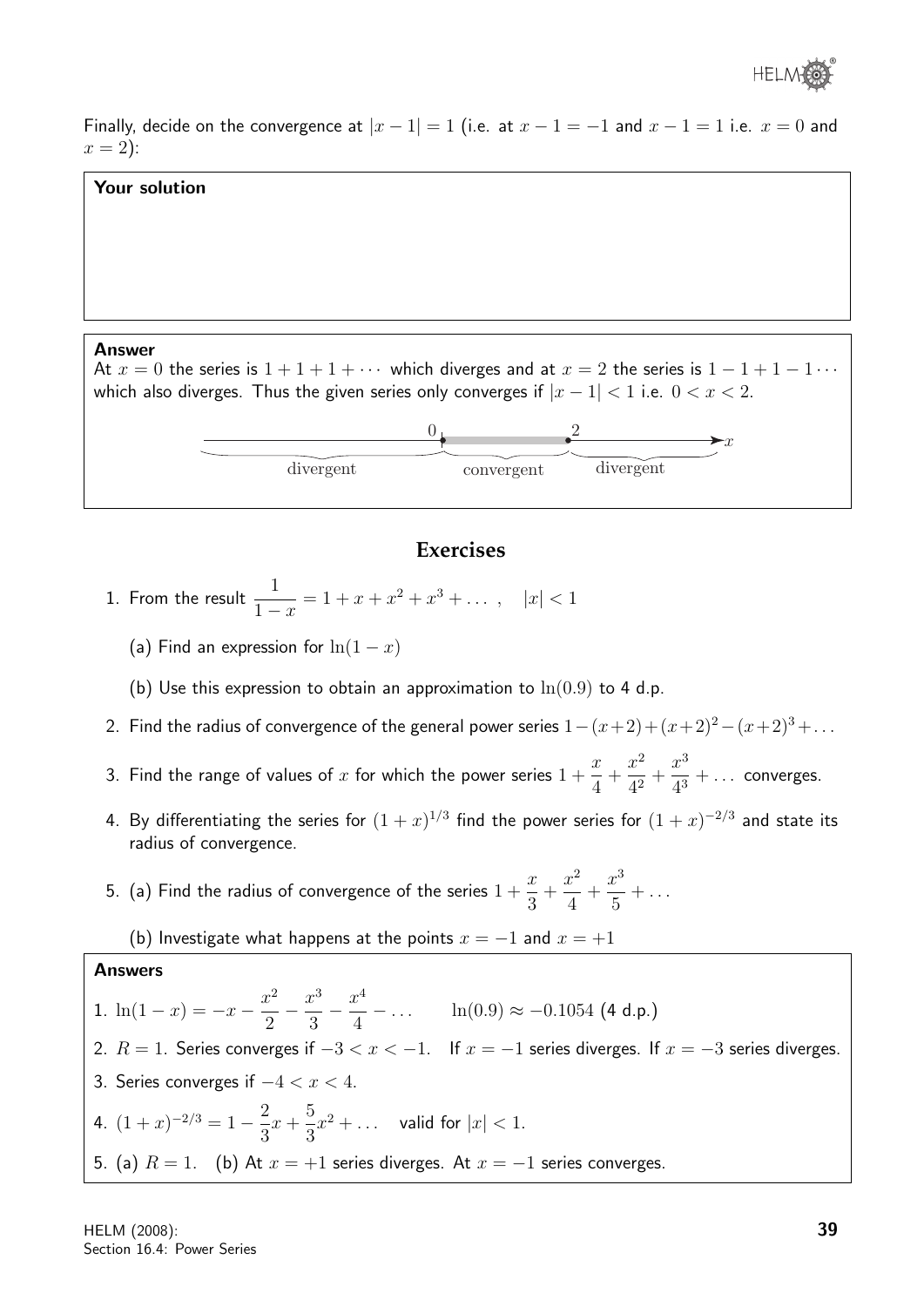Finally, decide on the convergence at $|x-1| = 1$ (i.e. at $x-1 = -1$ and $x-1 = 1$ i.e. $x = 0$ and $x = 2$):

**Your solution**

**Answer**

At $x = 0$ the series is $1 + 1 + 1 + \cdots$ which diverges and at $x = 2$ the series is $1 - 1 + 1 - 1 \cdots$ which also diverges. Thus the given series only converges if $|x-1| < 1$ i.e. $0 < x < 2$.

0
2
$x$
divergent
convergent
divergent

## Exercises

1. From the result $\dfrac{1}{1-x} = 1 + x + x^2 + x^3 + \ldots\ , \quad |x| < 1$

   (a) Find an expression for $\ln(1-x)$

   (b) Use this expression to obtain an approximation to $\ln(0.9)$ to 4 d.p.

2. Find the radius of convergence of the general power series $1-(x+2)+(x+2)^2-(x+2)^3+\ldots$

3. Find the range of values of $x$ for which the power series $1 + \dfrac{x}{4} + \dfrac{x^2}{4^2} + \dfrac{x^3}{4^3} + \ldots$ converges.

4. By differentiating the series for $(1+x)^{1/3}$ find the power series for $(1+x)^{-2/3}$ and state its radius of convergence.

5. (a) Find the radius of convergence of the series $1 + \dfrac{x}{3} + \dfrac{x^2}{4} + \dfrac{x^3}{5} + \ldots$

   (b) Investigate what happens at the points $x = -1$ and $x = +1$

**Answers**

1. $\ln(1-x) = -x - \dfrac{x^2}{2} - \dfrac{x^3}{3} - \dfrac{x^4}{4} - \ldots \qquad \ln(0.9) \approx -0.1054$ (4 d.p.)

2. $R = 1$. Series converges if $-3 < x < -1$. If $x = -1$ series diverges. If $x = -3$ series diverges.

3. Series converges if $-4 < x < 4$.

4. $(1+x)^{-2/3} = 1 - \dfrac{2}{3}x + \dfrac{5}{3}x^2 + \ldots$ valid for $|x| < 1$.

5. (a) $R = 1$. (b) At $x = +1$ series diverges. At $x = -1$ series converges.